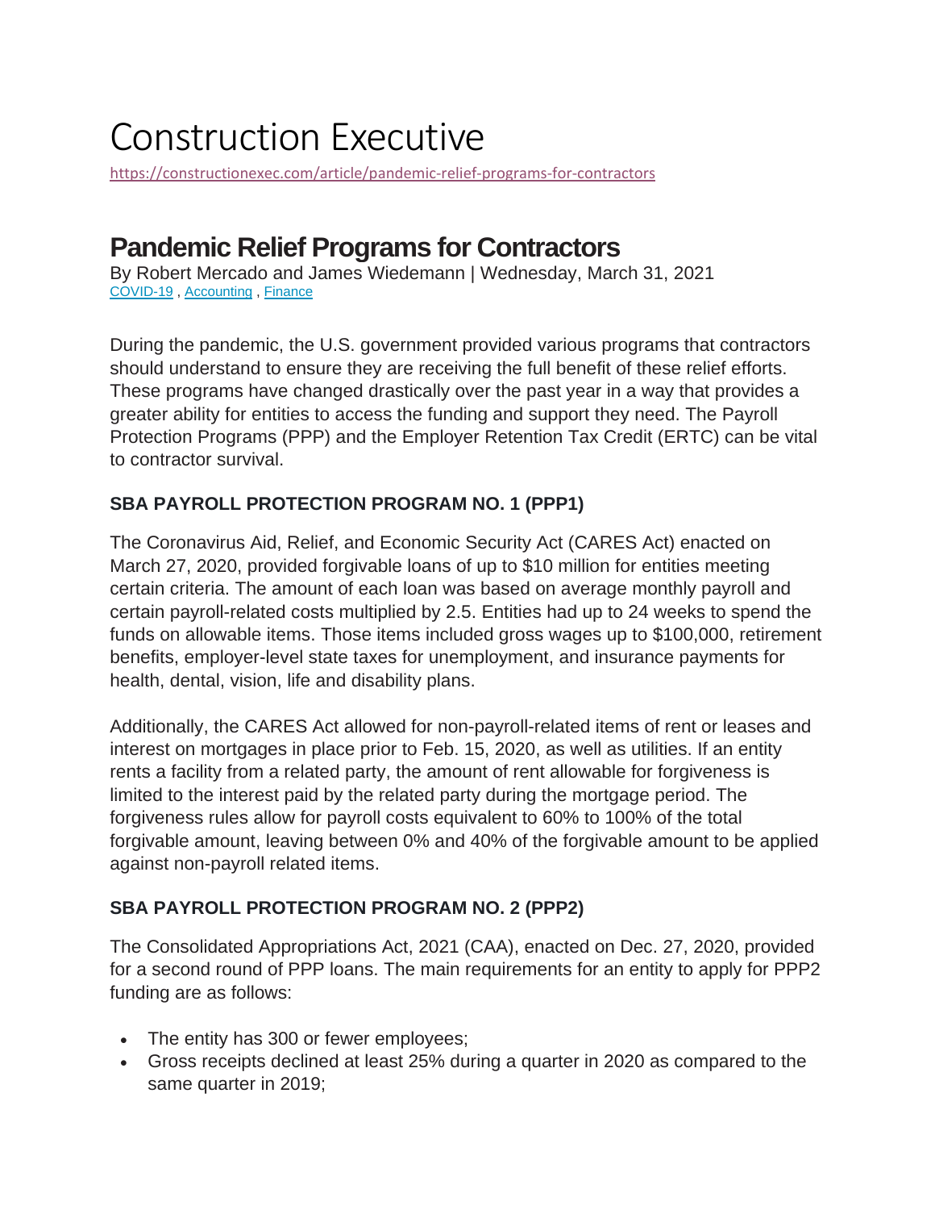# Construction Executive

https://constructionexec.com/article/pandemic-relief-programs-for-contractors

## Pandemic Relief Programs for Contractors

By Robert Mercado and James Wiedemann | Wednesday, March 31, 2021

COVID-19 , Accounting , Finance

During the pandemic, the U.S. government provided various programs that contractors should understand to ensure they are receiving the full benefit of these relief efforts. These programs have changed drastically over the past year in a way that provides a greater ability for entities to access the funding and support they need. The Payroll Protection Programs (PPP) and the Employer Retention Tax Credit (ERTC) can be vital to contractor survival.

### SBA PAYROLL PROTECTION PROGRAM NO. 1 (PPP1)

The Coronavirus Aid, Relief, and Economic Security Act (CARES Act) enacted on March 27, 2020, provided forgivable loans of up to $10 million for entities meeting certain criteria. The amount of each loan was based on average monthly payroll and certain payroll-related costs multiplied by 2.5. Entities had up to 24 weeks to spend the funds on allowable items. Those items included gross wages up to $100,000, retirement benefits, employer-level state taxes for unemployment, and insurance payments for health, dental, vision, life and disability plans.

Additionally, the CARES Act allowed for non-payroll-related items of rent or leases and interest on mortgages in place prior to Feb. 15, 2020, as well as utilities. If an entity rents a facility from a related party, the amount of rent allowable for forgiveness is limited to the interest paid by the related party during the mortgage period. The forgiveness rules allow for payroll costs equivalent to 60% to 100% of the total forgivable amount, leaving between 0% and 40% of the forgivable amount to be applied against non-payroll related items.

### SBA PAYROLL PROTECTION PROGRAM NO. 2 (PPP2)

The Consolidated Appropriations Act, 2021 (CAA), enacted on Dec. 27, 2020, provided for a second round of PPP loans. The main requirements for an entity to apply for PPP2 funding are as follows:

- The entity has 300 or fewer employees;
- Gross receipts declined at least 25% during a quarter in 2020 as compared to the same quarter in 2019;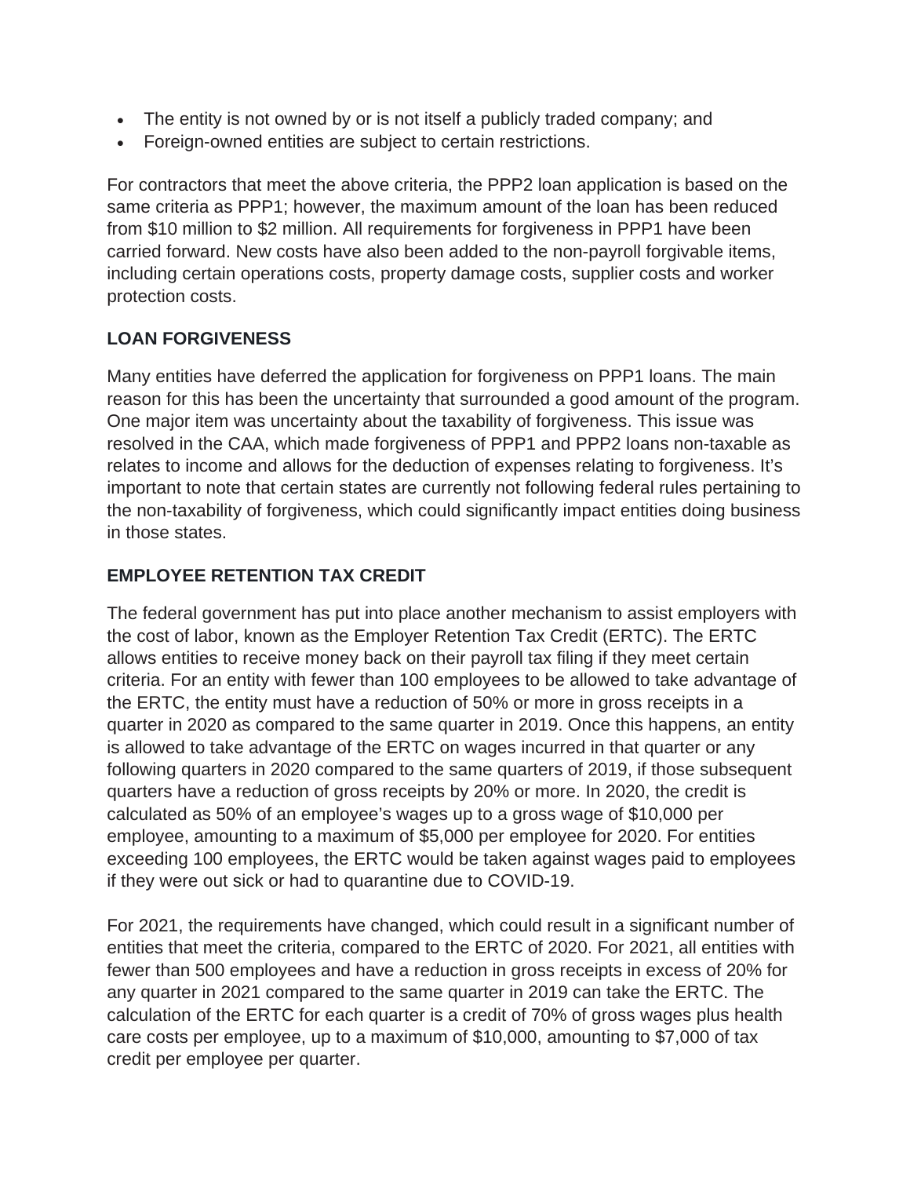- The entity is not owned by or is not itself a publicly traded company; and
- Foreign-owned entities are subject to certain restrictions.

For contractors that meet the above criteria, the PPP2 loan application is based on the same criteria as PPP1; however, the maximum amount of the loan has been reduced from $10 million to $2 million. All requirements for forgiveness in PPP1 have been carried forward. New costs have also been added to the non-payroll forgivable items, including certain operations costs, property damage costs, supplier costs and worker protection costs.

## LOAN FORGIVENESS

Many entities have deferred the application for forgiveness on PPP1 loans. The main reason for this has been the uncertainty that surrounded a good amount of the program. One major item was uncertainty about the taxability of forgiveness. This issue was resolved in the CAA, which made forgiveness of PPP1 and PPP2 loans non-taxable as relates to income and allows for the deduction of expenses relating to forgiveness. It's important to note that certain states are currently not following federal rules pertaining to the non-taxability of forgiveness, which could significantly impact entities doing business in those states.

## EMPLOYEE RETENTION TAX CREDIT

The federal government has put into place another mechanism to assist employers with the cost of labor, known as the Employer Retention Tax Credit (ERTC). The ERTC allows entities to receive money back on their payroll tax filing if they meet certain criteria. For an entity with fewer than 100 employees to be allowed to take advantage of the ERTC, the entity must have a reduction of 50% or more in gross receipts in a quarter in 2020 as compared to the same quarter in 2019. Once this happens, an entity is allowed to take advantage of the ERTC on wages incurred in that quarter or any following quarters in 2020 compared to the same quarters of 2019, if those subsequent quarters have a reduction of gross receipts by 20% or more. In 2020, the credit is calculated as 50% of an employee's wages up to a gross wage of $10,000 per employee, amounting to a maximum of $5,000 per employee for 2020. For entities exceeding 100 employees, the ERTC would be taken against wages paid to employees if they were out sick or had to quarantine due to COVID-19.

For 2021, the requirements have changed, which could result in a significant number of entities that meet the criteria, compared to the ERTC of 2020. For 2021, all entities with fewer than 500 employees and have a reduction in gross receipts in excess of 20% for any quarter in 2021 compared to the same quarter in 2019 can take the ERTC. The calculation of the ERTC for each quarter is a credit of 70% of gross wages plus health care costs per employee, up to a maximum of $10,000, amounting to $7,000 of tax credit per employee per quarter.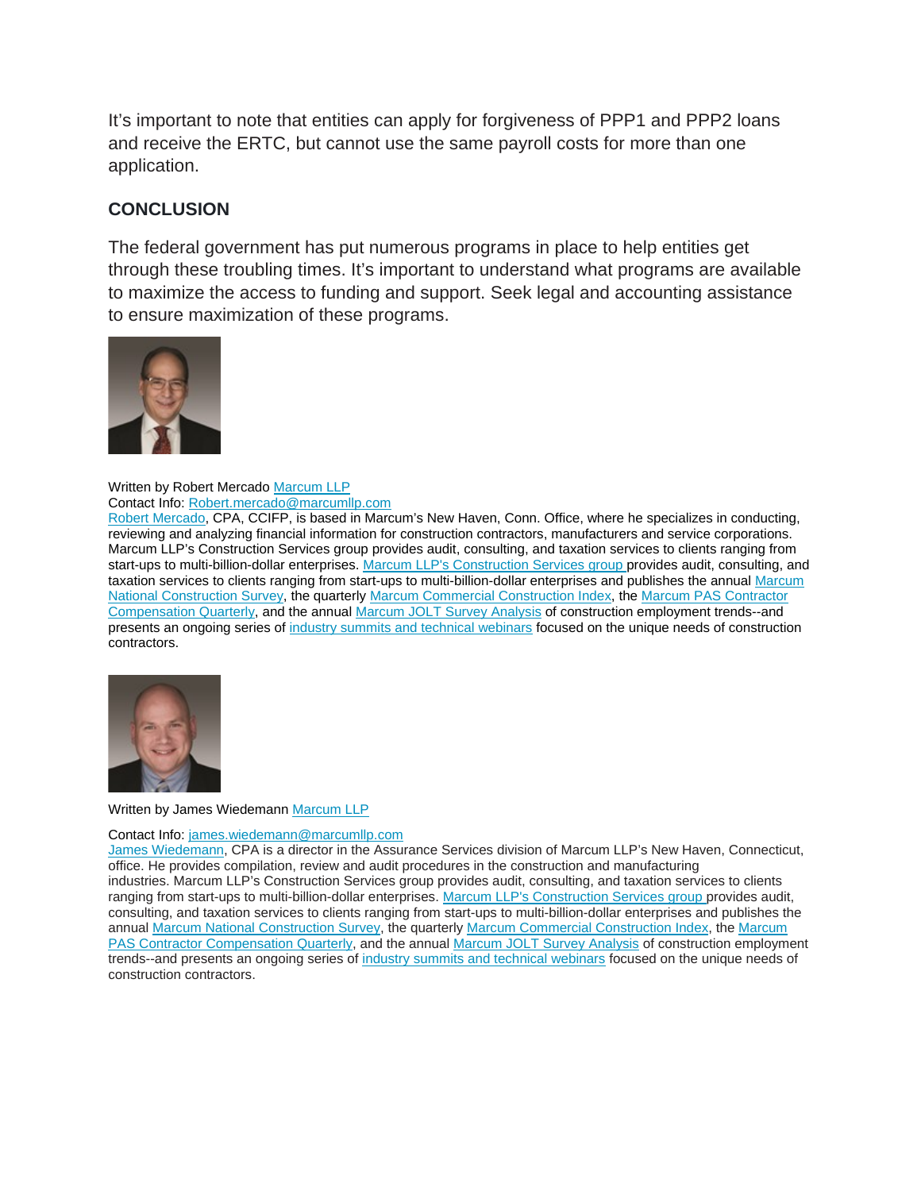It's important to note that entities can apply for forgiveness of PPP1 and PPP2 loans and receive the ERTC, but cannot use the same payroll costs for more than one application.

## CONCLUSION

The federal government has put numerous programs in place to help entities get through these troubling times. It's important to understand what programs are available to maximize the access to funding and support. Seek legal and accounting assistance to ensure maximization of these programs.

Written by Robert Mercado Marcum LLP
Contact Info: Robert.mercado@marcumllp.com
Robert Mercado, CPA, CCIFP, is based in Marcum's New Haven, Conn. Office, where he specializes in conducting, reviewing and analyzing financial information for construction contractors, manufacturers and service corporations. Marcum LLP's Construction Services group provides audit, consulting, and taxation services to clients ranging from start-ups to multi-billion-dollar enterprises. Marcum LLP's Construction Services group provides audit, consulting, and taxation services to clients ranging from start-ups to multi-billion-dollar enterprises and publishes the annual Marcum National Construction Survey, the quarterly Marcum Commercial Construction Index, the Marcum PAS Contractor Compensation Quarterly, and the annual Marcum JOLT Survey Analysis of construction employment trends--and presents an ongoing series of industry summits and technical webinars focused on the unique needs of construction contractors.

Written by James Wiedemann Marcum LLP

Contact Info: james.wiedemann@marcumllp.com
James Wiedemann, CPA is a director in the Assurance Services division of Marcum LLP's New Haven, Connecticut, office. He provides compilation, review and audit procedures in the construction and manufacturing industries. Marcum LLP's Construction Services group provides audit, consulting, and taxation services to clients ranging from start-ups to multi-billion-dollar enterprises. Marcum LLP's Construction Services group provides audit, consulting, and taxation services to clients ranging from start-ups to multi-billion-dollar enterprises and publishes the annual Marcum National Construction Survey, the quarterly Marcum Commercial Construction Index, the Marcum PAS Contractor Compensation Quarterly, and the annual Marcum JOLT Survey Analysis of construction employment trends--and presents an ongoing series of industry summits and technical webinars focused on the unique needs of construction contractors.